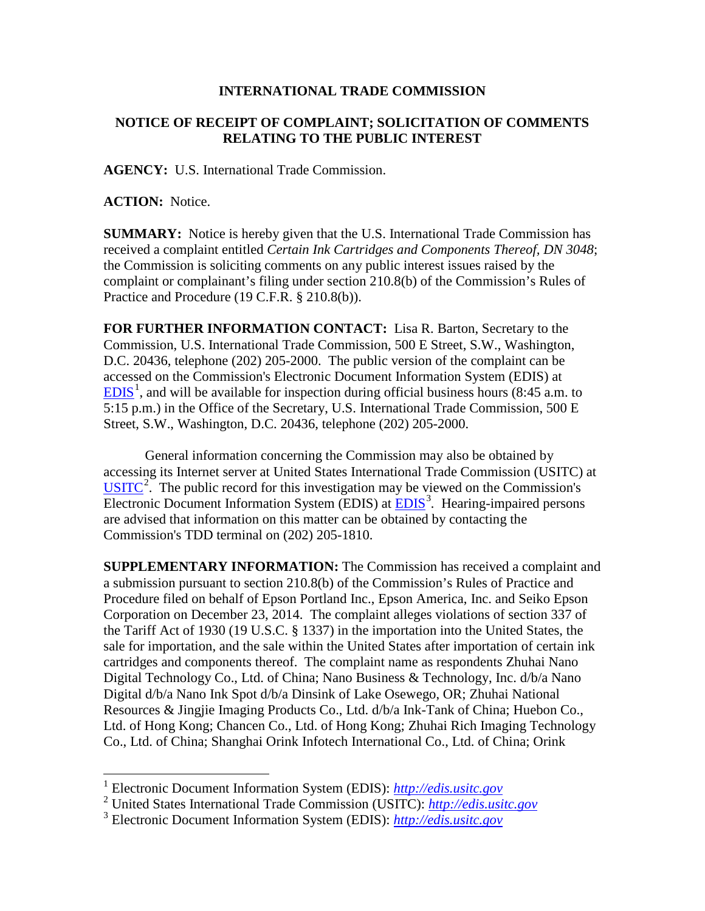**INTERNATIONAL TRADE COMMISSION**

**NOTICE OF RECEIPT OF COMPLAINT; SOLICITATION OF COMMENTS RELATING TO THE PUBLIC INTEREST**

**AGENCY:** U.S. International Trade Commission.

**ACTION:** Notice.

**SUMMARY:** Notice is hereby given that the U.S. International Trade Commission has received a complaint entitled *Certain Ink Cartridges and Components Thereof, DN 3048*; the Commission is soliciting comments on any public interest issues raised by the complaint or complainant's filing under section 210.8(b) of the Commission's Rules of Practice and Procedure (19 C.F.R. § 210.8(b)).

**FOR FURTHER INFORMATION CONTACT:** Lisa R. Barton, Secretary to the Commission, U.S. International Trade Commission, 500 E Street, S.W., Washington, D.C. 20436, telephone (202) 205-2000. The public version of the complaint can be accessed on the Commission's Electronic Document Information System (EDIS) at EDIS[1], and will be available for inspection during official business hours (8:45 a.m. to 5:15 p.m.) in the Office of the Secretary, U.S. International Trade Commission, 500 E Street, S.W., Washington, D.C. 20436, telephone (202) 205-2000.

General information concerning the Commission may also be obtained by accessing its Internet server at United States International Trade Commission (USITC) at USITC[2]. The public record for this investigation may be viewed on the Commission's Electronic Document Information System (EDIS) at EDIS[3]. Hearing-impaired persons are advised that information on this matter can be obtained by contacting the Commission's TDD terminal on (202) 205-1810.

**SUPPLEMENTARY INFORMATION:** The Commission has received a complaint and a submission pursuant to section 210.8(b) of the Commission's Rules of Practice and Procedure filed on behalf of Epson Portland Inc., Epson America, Inc. and Seiko Epson Corporation on December 23, 2014. The complaint alleges violations of section 337 of the Tariff Act of 1930 (19 U.S.C. § 1337) in the importation into the United States, the sale for importation, and the sale within the United States after importation of certain ink cartridges and components thereof. The complaint name as respondents Zhuhai Nano Digital Technology Co., Ltd. of China; Nano Business & Technology, Inc. d/b/a Nano Digital d/b/a Nano Ink Spot d/b/a Dinsink of Lake Osewego, OR; Zhuhai National Resources & Jingjie Imaging Products Co., Ltd. d/b/a Ink-Tank of China; Huebon Co., Ltd. of Hong Kong; Chancen Co., Ltd. of Hong Kong; Zhuhai Rich Imaging Technology Co., Ltd. of China; Shanghai Orink Infotech International Co., Ltd. of China; Orink

---

[1] Electronic Document Information System (EDIS): *http://edis.usitc.gov*

[2] United States International Trade Commission (USITC): *http://edis.usitc.gov*

[3] Electronic Document Information System (EDIS): *http://edis.usitc.gov*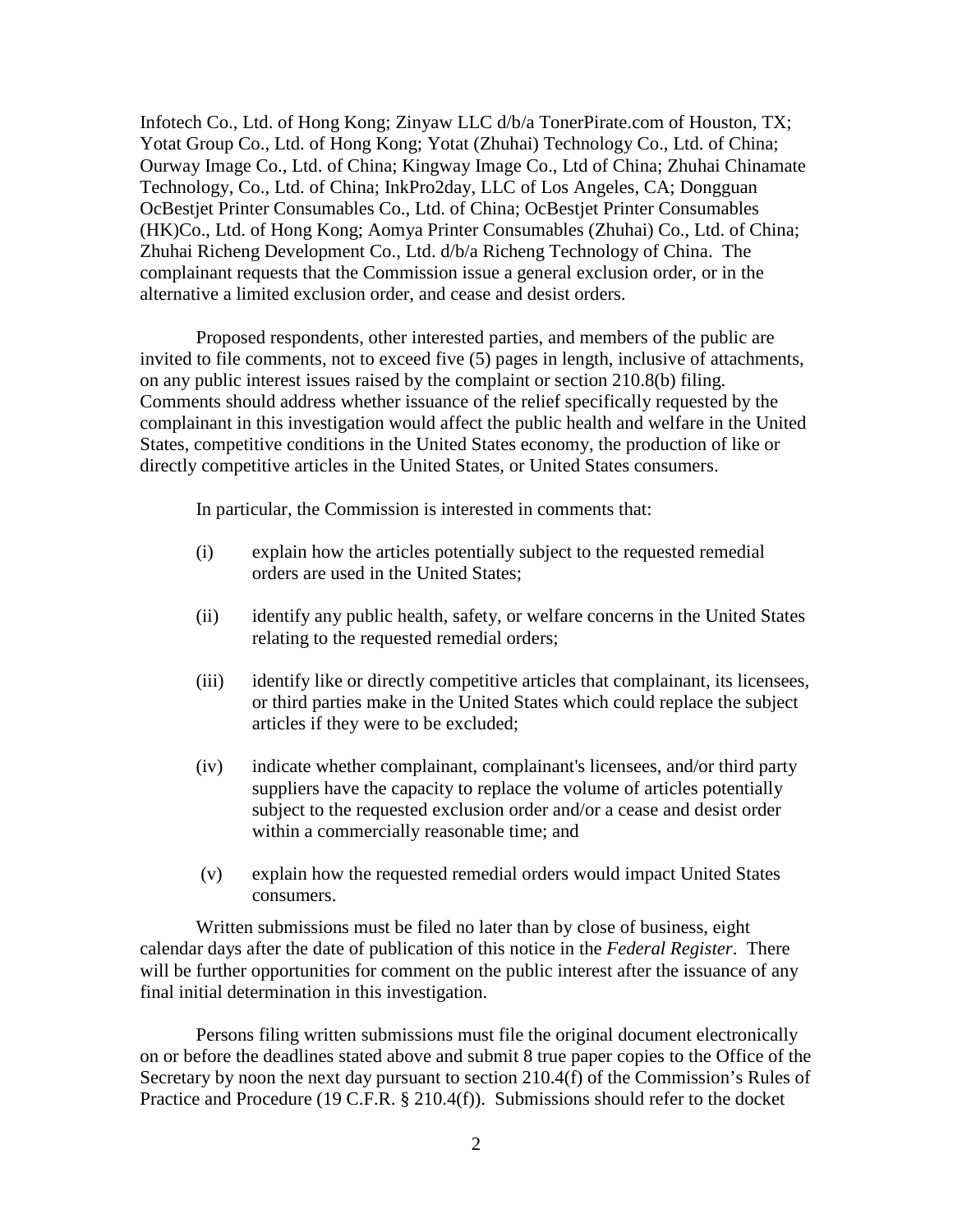Infotech Co., Ltd. of Hong Kong; Zinyaw LLC d/b/a TonerPirate.com of Houston, TX; Yotat Group Co., Ltd. of Hong Kong; Yotat (Zhuhai) Technology Co., Ltd. of China; Ourway Image Co., Ltd. of China; Kingway Image Co., Ltd of China; Zhuhai Chinamate Technology, Co., Ltd. of China; InkPro2day, LLC of Los Angeles, CA; Dongguan OcBestjet Printer Consumables Co., Ltd. of China; OcBestjet Printer Consumables (HK)Co., Ltd. of Hong Kong; Aomya Printer Consumables (Zhuhai) Co., Ltd. of China; Zhuhai Richeng Development Co., Ltd. d/b/a Richeng Technology of China. The complainant requests that the Commission issue a general exclusion order, or in the alternative a limited exclusion order, and cease and desist orders.

Proposed respondents, other interested parties, and members of the public are invited to file comments, not to exceed five (5) pages in length, inclusive of attachments, on any public interest issues raised by the complaint or section 210.8(b) filing. Comments should address whether issuance of the relief specifically requested by the complainant in this investigation would affect the public health and welfare in the United States, competitive conditions in the United States economy, the production of like or directly competitive articles in the United States, or United States consumers.

In particular, the Commission is interested in comments that:

(i) explain how the articles potentially subject to the requested remedial orders are used in the United States;

(ii) identify any public health, safety, or welfare concerns in the United States relating to the requested remedial orders;

(iii) identify like or directly competitive articles that complainant, its licensees, or third parties make in the United States which could replace the subject articles if they were to be excluded;

(iv) indicate whether complainant, complainant's licensees, and/or third party suppliers have the capacity to replace the volume of articles potentially subject to the requested exclusion order and/or a cease and desist order within a commercially reasonable time; and

(v) explain how the requested remedial orders would impact United States consumers.

Written submissions must be filed no later than by close of business, eight calendar days after the date of publication of this notice in the *Federal Register*. There will be further opportunities for comment on the public interest after the issuance of any final initial determination in this investigation.

Persons filing written submissions must file the original document electronically on or before the deadlines stated above and submit 8 true paper copies to the Office of the Secretary by noon the next day pursuant to section 210.4(f) of the Commission's Rules of Practice and Procedure (19 C.F.R. § 210.4(f)). Submissions should refer to the docket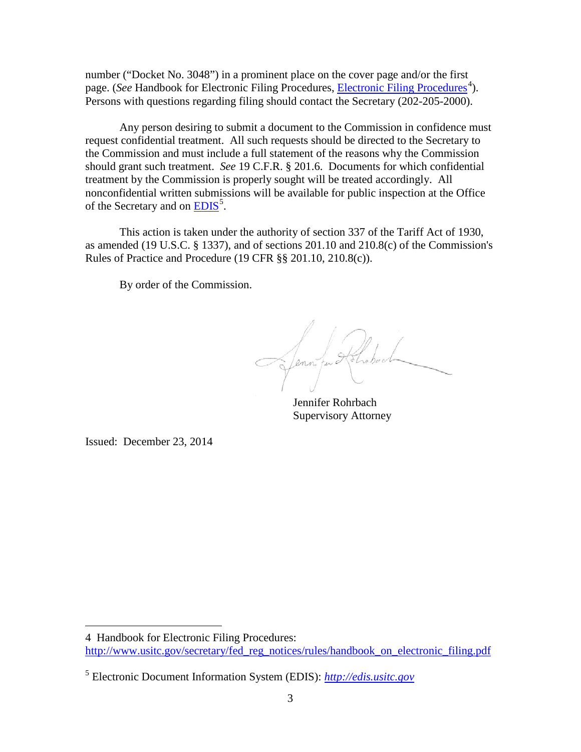number ("Docket No. 3048") in a prominent place on the cover page and/or the first page. (*See* Handbook for Electronic Filing Procedures, Electronic Filing Procedures[4]). Persons with questions regarding filing should contact the Secretary (202-205-2000).

Any person desiring to submit a document to the Commission in confidence must request confidential treatment. All such requests should be directed to the Secretary to the Commission and must include a full statement of the reasons why the Commission should grant such treatment. *See* 19 C.F.R. § 201.6. Documents for which confidential treatment by the Commission is properly sought will be treated accordingly. All nonconfidential written submissions will be available for public inspection at the Office of the Secretary and on EDIS[5].

This action is taken under the authority of section 337 of the Tariff Act of 1930, as amended (19 U.S.C. § 1337), and of sections 201.10 and 210.8(c) of the Commission's Rules of Practice and Procedure (19 CFR §§ 201.10, 210.8(c)).

By order of the Commission.

Jennifer Rohrbach
Supervisory Attorney

Issued: December 23, 2014

---

4 Handbook for Electronic Filing Procedures: http://www.usitc.gov/secretary/fed_reg_notices/rules/handbook_on_electronic_filing.pdf

5 Electronic Document Information System (EDIS): *http://edis.usitc.gov*